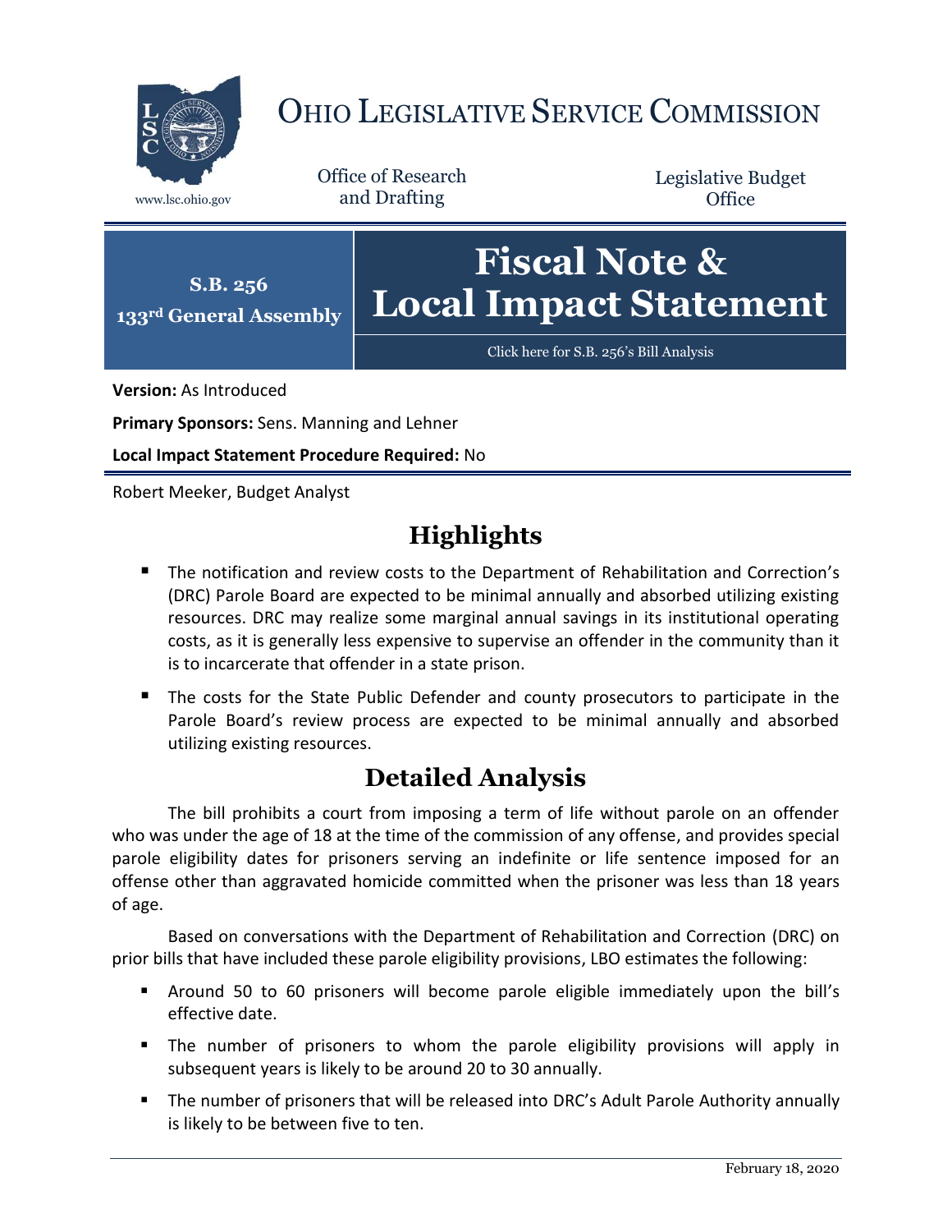# Ohio Legislative Service Commission

www.lsc.ohio.gov

Office of Research and Drafting

Legislative Budget Office

**S.B. 256**
**133rd General Assembly**

# Fiscal Note & Local Impact Statement

Click here for S.B. 256's Bill Analysis

**Version:** As Introduced

**Primary Sponsors:** Sens. Manning and Lehner

**Local Impact Statement Procedure Required:** No

Robert Meeker, Budget Analyst

## Highlights

- The notification and review costs to the Department of Rehabilitation and Correction's (DRC) Parole Board are expected to be minimal annually and absorbed utilizing existing resources. DRC may realize some marginal annual savings in its institutional operating costs, as it is generally less expensive to supervise an offender in the community than it is to incarcerate that offender in a state prison.
- The costs for the State Public Defender and county prosecutors to participate in the Parole Board's review process are expected to be minimal annually and absorbed utilizing existing resources.

## Detailed Analysis

The bill prohibits a court from imposing a term of life without parole on an offender who was under the age of 18 at the time of the commission of any offense, and provides special parole eligibility dates for prisoners serving an indefinite or life sentence imposed for an offense other than aggravated homicide committed when the prisoner was less than 18 years of age.

Based on conversations with the Department of Rehabilitation and Correction (DRC) on prior bills that have included these parole eligibility provisions, LBO estimates the following:

- Around 50 to 60 prisoners will become parole eligible immediately upon the bill's effective date.
- The number of prisoners to whom the parole eligibility provisions will apply in subsequent years is likely to be around 20 to 30 annually.
- The number of prisoners that will be released into DRC's Adult Parole Authority annually is likely to be between five to ten.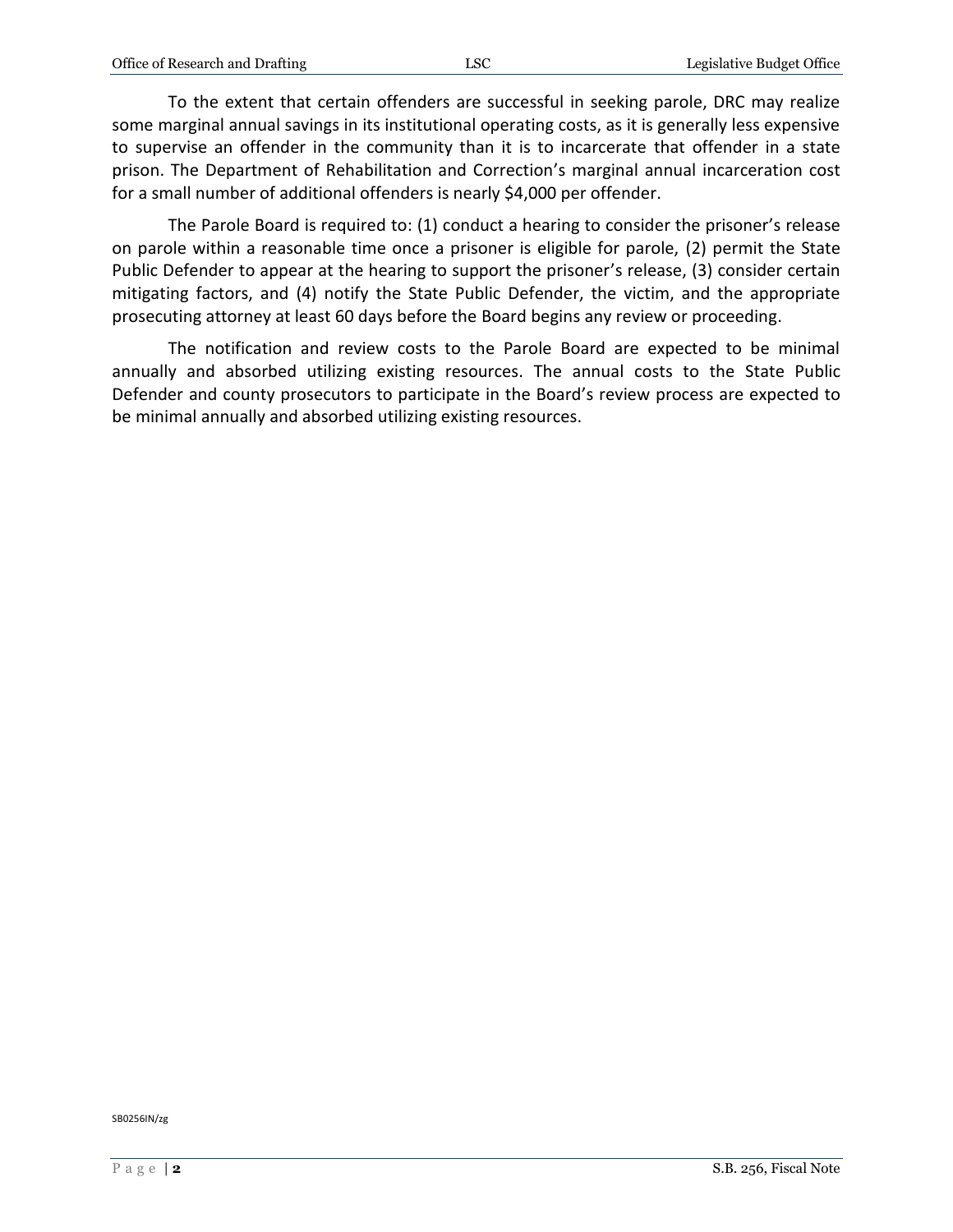To the extent that certain offenders are successful in seeking parole, DRC may realize some marginal annual savings in its institutional operating costs, as it is generally less expensive to supervise an offender in the community than it is to incarcerate that offender in a state prison. The Department of Rehabilitation and Correction's marginal annual incarceration cost for a small number of additional offenders is nearly $4,000 per offender.

The Parole Board is required to: (1) conduct a hearing to consider the prisoner's release on parole within a reasonable time once a prisoner is eligible for parole, (2) permit the State Public Defender to appear at the hearing to support the prisoner's release, (3) consider certain mitigating factors, and (4) notify the State Public Defender, the victim, and the appropriate prosecuting attorney at least 60 days before the Board begins any review or proceeding.

The notification and review costs to the Parole Board are expected to be minimal annually and absorbed utilizing existing resources. The annual costs to the State Public Defender and county prosecutors to participate in the Board's review process are expected to be minimal annually and absorbed utilizing existing resources.

SB0256IN/zg